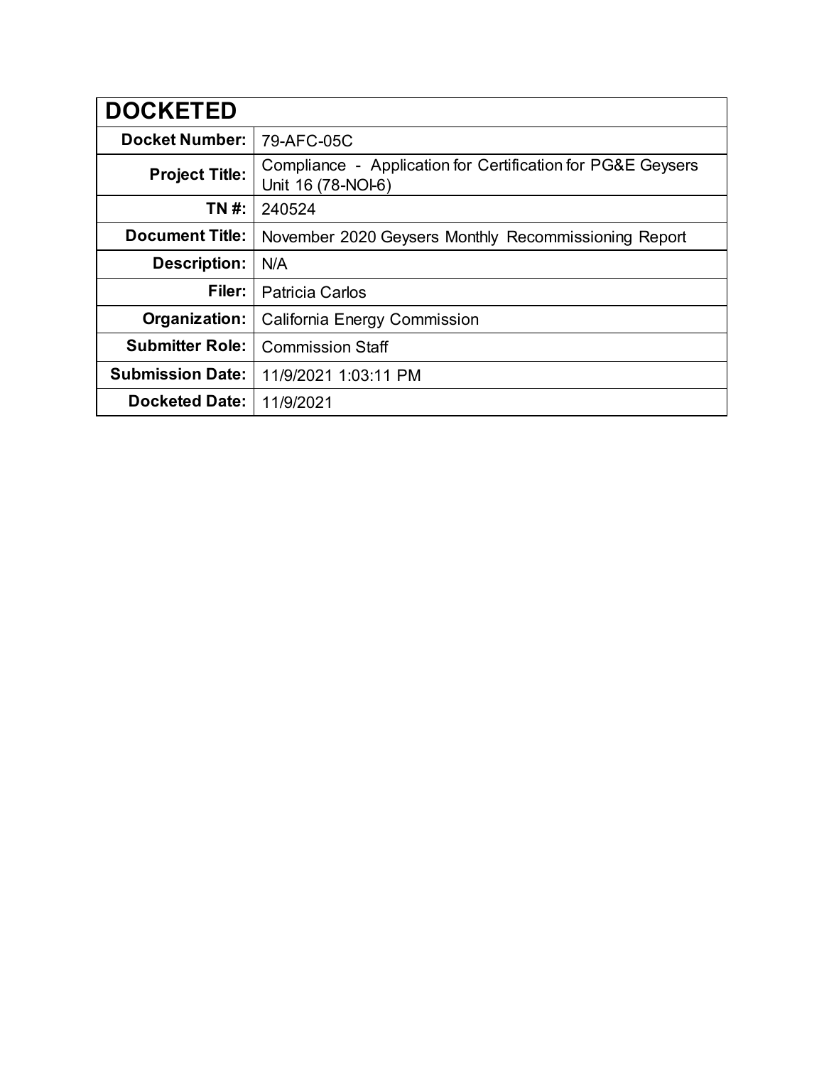| DOCKETED | |
|---|---|
| **Docket Number:** | 79-AFC-05C |
| **Project Title:** | Compliance - Application for Certification for PG&E Geysers Unit 16 (78-NOI-6) |
| **TN #:** | 240524 |
| **Document Title:** | November 2020 Geysers Monthly Recommissioning Report |
| **Description:** | N/A |
| **Filer:** | Patricia Carlos |
| **Organization:** | California Energy Commission |
| **Submitter Role:** | Commission Staff |
| **Submission Date:** | 11/9/2021 1:03:11 PM |
| **Docketed Date:** | 11/9/2021 |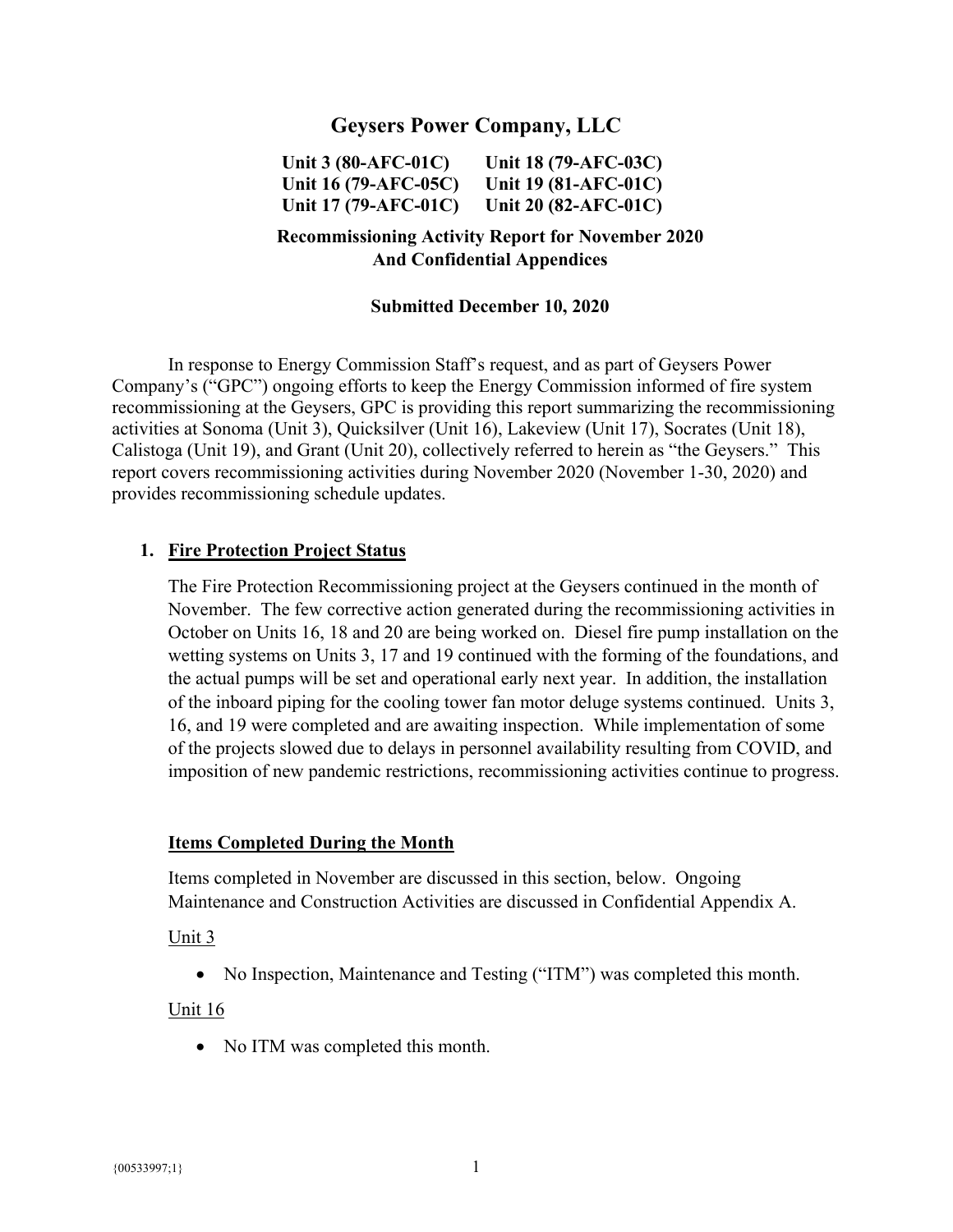# Geysers Power Company, LLC

**Unit 3 (80-AFC-01C)   Unit 18 (79-AFC-03C)**
**Unit 16 (79-AFC-05C)   Unit 19 (81-AFC-01C)**
**Unit 17 (79-AFC-01C)   Unit 20 (82-AFC-01C)**

**Recommissioning Activity Report for November 2020**
**And Confidential Appendices**

**Submitted December 10, 2020**

In response to Energy Commission Staff's request, and as part of Geysers Power Company's ("GPC") ongoing efforts to keep the Energy Commission informed of fire system recommissioning at the Geysers, GPC is providing this report summarizing the recommissioning activities at Sonoma (Unit 3), Quicksilver (Unit 16), Lakeview (Unit 17), Socrates (Unit 18), Calistoga (Unit 19), and Grant (Unit 20), collectively referred to herein as "the Geysers." This report covers recommissioning activities during November 2020 (November 1-30, 2020) and provides recommissioning schedule updates.

## 1. Fire Protection Project Status

The Fire Protection Recommissioning project at the Geysers continued in the month of November. The few corrective action generated during the recommissioning activities in October on Units 16, 18 and 20 are being worked on. Diesel fire pump installation on the wetting systems on Units 3, 17 and 19 continued with the forming of the foundations, and the actual pumps will be set and operational early next year. In addition, the installation of the inboard piping for the cooling tower fan motor deluge systems continued. Units 3, 16, and 19 were completed and are awaiting inspection. While implementation of some of the projects slowed due to delays in personnel availability resulting from COVID, and imposition of new pandemic restrictions, recommissioning activities continue to progress.

### Items Completed During the Month

Items completed in November are discussed in this section, below. Ongoing Maintenance and Construction Activities are discussed in Confidential Appendix A.

Unit 3

- No Inspection, Maintenance and Testing ("ITM") was completed this month.

Unit 16

- No ITM was completed this month.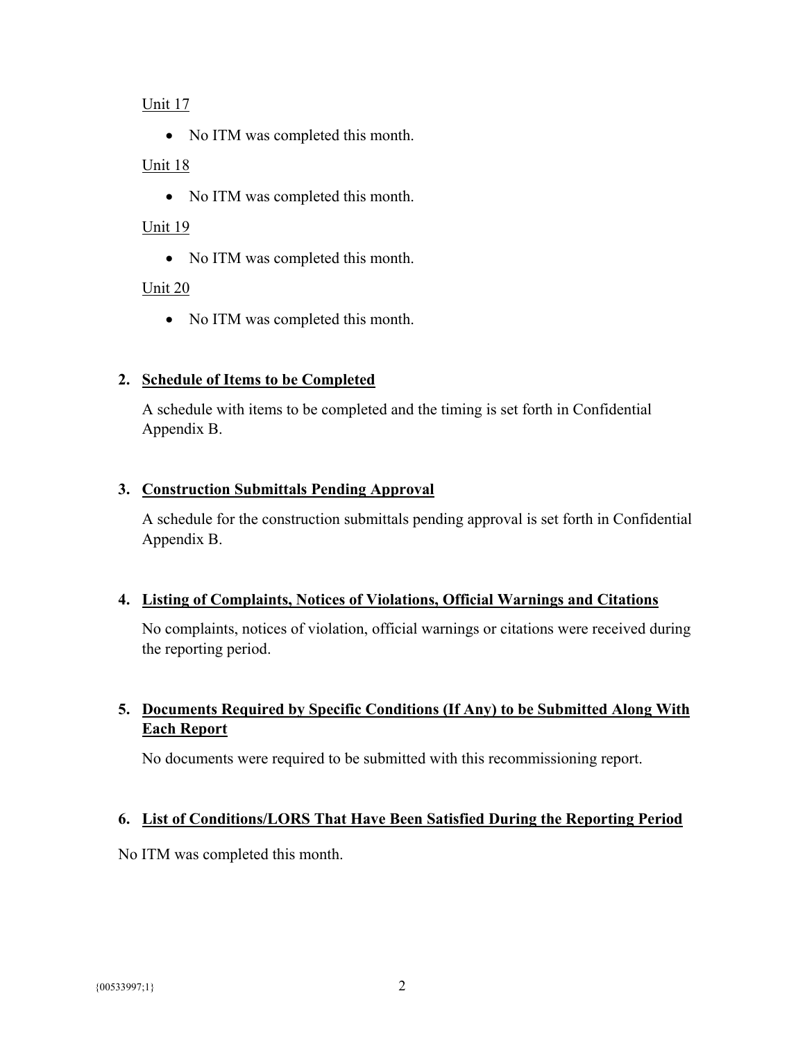Unit 17

- No ITM was completed this month.

Unit 18

- No ITM was completed this month.

Unit 19

- No ITM was completed this month.

Unit 20

- No ITM was completed this month.

**2. Schedule of Items to be Completed**

A schedule with items to be completed and the timing is set forth in Confidential Appendix B.

**3. Construction Submittals Pending Approval**

A schedule for the construction submittals pending approval is set forth in Confidential Appendix B.

**4. Listing of Complaints, Notices of Violations, Official Warnings and Citations**

No complaints, notices of violation, official warnings or citations were received during the reporting period.

**5. Documents Required by Specific Conditions (If Any) to be Submitted Along With Each Report**

No documents were required to be submitted with this recommissioning report.

**6. List of Conditions/LORS That Have Been Satisfied During the Reporting Period**

No ITM was completed this month.

{00533997;1}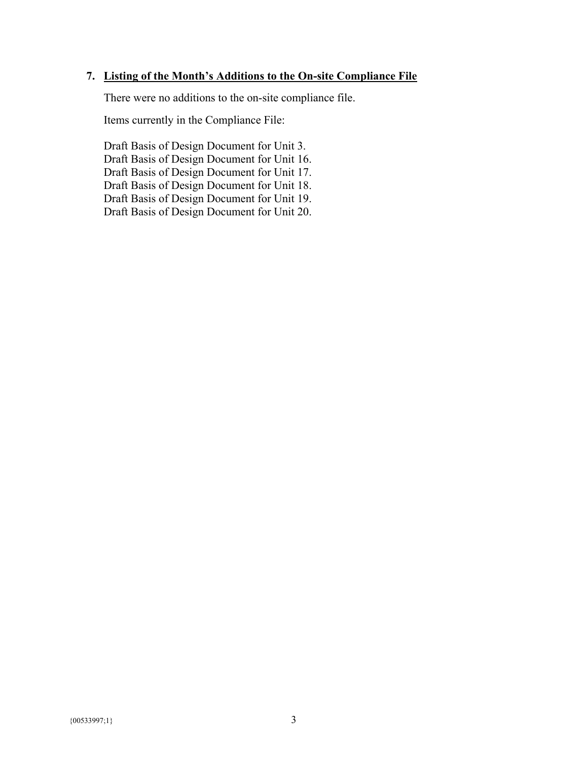## 7. Listing of the Month's Additions to the On-site Compliance File

There were no additions to the on-site compliance file.

Items currently in the Compliance File:

Draft Basis of Design Document for Unit 3.
Draft Basis of Design Document for Unit 16.
Draft Basis of Design Document for Unit 17.
Draft Basis of Design Document for Unit 18.
Draft Basis of Design Document for Unit 19.
Draft Basis of Design Document for Unit 20.